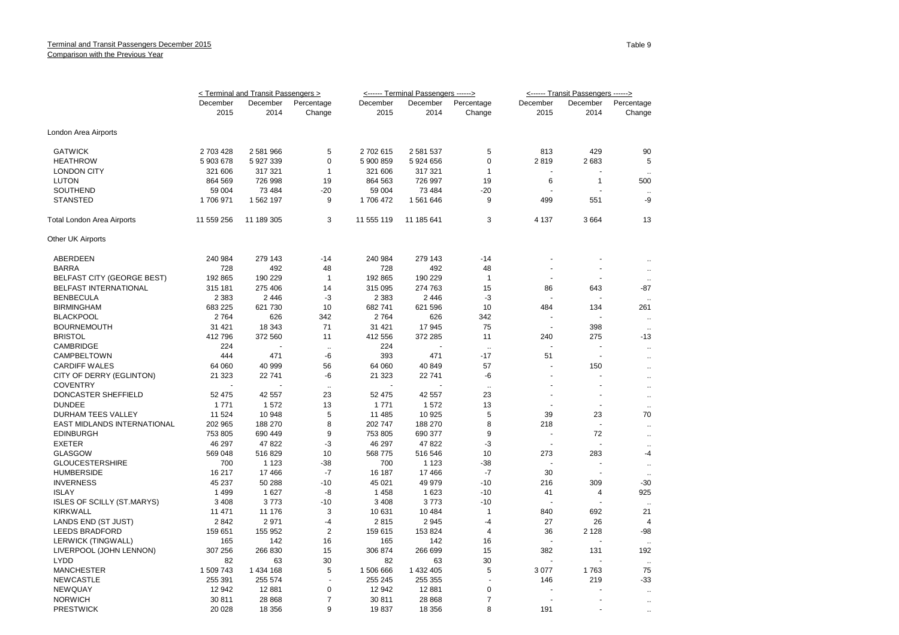Terminal and Transit Passengers December 2015
Comparison with the Previous Year

Table 9

| | < Terminal and Transit Passengers > | | | <------ Terminal Passengers ------> | | | <------ Transit Passengers ------> | | |
|---|---|---|---|---|---|---|---|---|---|
| | December 2015 | December 2014 | Percentage Change | December 2015 | December 2014 | Percentage Change | December 2015 | December 2014 | Percentage Change |
| London Area Airports | | | | | | | | | |
| GATWICK | 2 703 428 | 2 581 966 | 5 | 2 702 615 | 2 581 537 | 5 | 813 | 429 | 90 |
| HEATHROW | 5 903 678 | 5 927 339 | 0 | 5 900 859 | 5 924 656 | 0 | 2 819 | 2 683 | 5 |
| LONDON CITY | 321 606 | 317 321 | 1 | 321 606 | 317 321 | 1 | - | - | .. |
| LUTON | 864 569 | 726 998 | 19 | 864 563 | 726 997 | 19 | 6 | 1 | 500 |
| SOUTHEND | 59 004 | 73 484 | -20 | 59 004 | 73 484 | -20 | - | - | .. |
| STANSTED | 1 706 971 | 1 562 197 | 9 | 1 706 472 | 1 561 646 | 9 | 499 | 551 | -9 |
| Total London Area Airports | 11 559 256 | 11 189 305 | 3 | 11 555 119 | 11 185 641 | 3 | 4 137 | 3 664 | 13 |
| Other UK Airports | | | | | | | | | |
| ABERDEEN | 240 984 | 279 143 | -14 | 240 984 | 279 143 | -14 | - | - | .. |
| BARRA | 728 | 492 | 48 | 728 | 492 | 48 | - | - | .. |
| BELFAST CITY (GEORGE BEST) | 192 865 | 190 229 | 1 | 192 865 | 190 229 | 1 | - | - | .. |
| BELFAST INTERNATIONAL | 315 181 | 275 406 | 14 | 315 095 | 274 763 | 15 | 86 | 643 | -87 |
| BENBECULA | 2 383 | 2 446 | -3 | 2 383 | 2 446 | -3 | - | - | .. |
| BIRMINGHAM | 683 225 | 621 730 | 10 | 682 741 | 621 596 | 10 | 484 | 134 | 261 |
| BLACKPOOL | 2 764 | 626 | 342 | 2 764 | 626 | 342 | - | - | .. |
| BOURNEMOUTH | 31 421 | 18 343 | 71 | 31 421 | 17 945 | 75 | - | 398 | .. |
| BRISTOL | 412 796 | 372 560 | 11 | 412 556 | 372 285 | 11 | 240 | 275 | -13 |
| CAMBRIDGE | 224 | - | .. | 224 | - | .. | - | - | .. |
| CAMPBELTOWN | 444 | 471 | -6 | 393 | 471 | -17 | 51 | - | .. |
| CARDIFF WALES | 64 060 | 40 999 | 56 | 64 060 | 40 849 | 57 | - | 150 | .. |
| CITY OF DERRY (EGLINTON) | 21 323 | 22 741 | -6 | 21 323 | 22 741 | -6 | - | - | .. |
| COVENTRY | - | - | .. | - | - | .. | - | - | .. |
| DONCASTER SHEFFIELD | 52 475 | 42 557 | 23 | 52 475 | 42 557 | 23 | - | - | .. |
| DUNDEE | 1 771 | 1 572 | 13 | 1 771 | 1 572 | 13 | - | - | .. |
| DURHAM TEES VALLEY | 11 524 | 10 948 | 5 | 11 485 | 10 925 | 5 | 39 | 23 | 70 |
| EAST MIDLANDS INTERNATIONAL | 202 965 | 188 270 | 8 | 202 747 | 188 270 | 8 | 218 | - | .. |
| EDINBURGH | 753 805 | 690 449 | 9 | 753 805 | 690 377 | 9 | - | 72 | .. |
| EXETER | 46 297 | 47 822 | -3 | 46 297 | 47 822 | -3 | - | - | .. |
| GLASGOW | 569 048 | 516 829 | 10 | 568 775 | 516 546 | 10 | 273 | 283 | -4 |
| GLOUCESTERSHIRE | 700 | 1 123 | -38 | 700 | 1 123 | -38 | - | - | .. |
| HUMBERSIDE | 16 217 | 17 466 | -7 | 16 187 | 17 466 | -7 | 30 | - | .. |
| INVERNESS | 45 237 | 50 288 | -10 | 45 021 | 49 979 | -10 | 216 | 309 | -30 |
| ISLAY | 1 499 | 1 627 | -8 | 1 458 | 1 623 | -10 | 41 | 4 | 925 |
| ISLES OF SCILLY (ST.MARYS) | 3 408 | 3 773 | -10 | 3 408 | 3 773 | -10 | - | - | .. |
| KIRKWALL | 11 471 | 11 176 | 3 | 10 631 | 10 484 | 1 | 840 | 692 | 21 |
| LANDS END (ST JUST) | 2 842 | 2 971 | -4 | 2 815 | 2 945 | -4 | 27 | 26 | 4 |
| LEEDS BRADFORD | 159 651 | 155 952 | 2 | 159 615 | 153 824 | 4 | 36 | 2 128 | -98 |
| LERWICK (TINGWALL) | 165 | 142 | 16 | 165 | 142 | 16 | - | - | .. |
| LIVERPOOL (JOHN LENNON) | 307 256 | 266 830 | 15 | 306 874 | 266 699 | 15 | 382 | 131 | 192 |
| LYDD | 82 | 63 | 30 | 82 | 63 | 30 | - | - | .. |
| MANCHESTER | 1 509 743 | 1 434 168 | 5 | 1 506 666 | 1 432 405 | 5 | 3 077 | 1 763 | 75 |
| NEWCASTLE | 255 391 | 255 574 | - | 255 245 | 255 355 | - | 146 | 219 | -33 |
| NEWQUAY | 12 942 | 12 881 | 0 | 12 942 | 12 881 | 0 | - | - | .. |
| NORWICH | 30 811 | 28 868 | 7 | 30 811 | 28 868 | 7 | - | - | .. |
| PRESTWICK | 20 028 | 18 356 | 9 | 19 837 | 18 356 | 8 | 191 | - | .. |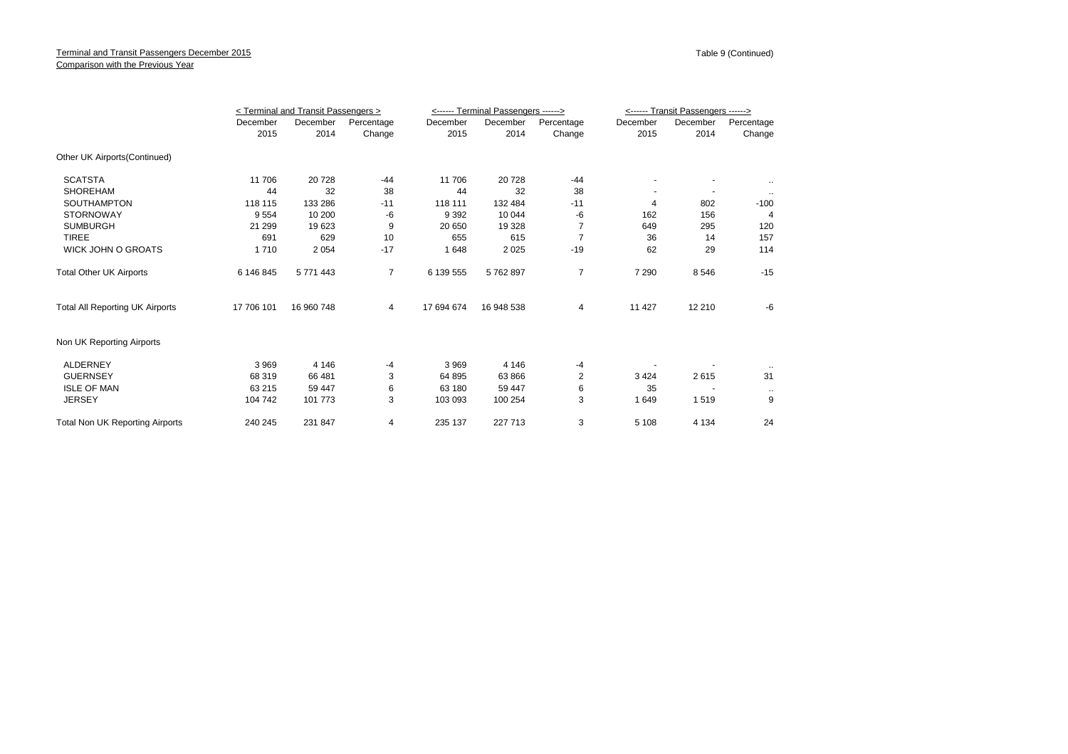Terminal and Transit Passengers December 2015
Comparison with the Previous Year

Table 9 (Continued)

| | < Terminal and Transit Passengers > | | | <------ Terminal Passengers ------> | | | <------ Transit Passengers ------> | | |
|---|---|---|---|---|---|---|---|---|---|
| | December 2015 | December 2014 | Percentage Change | December 2015 | December 2014 | Percentage Change | December 2015 | December 2014 | Percentage Change |
| Other UK Airports(Continued) | | | | | | | | | |
| SCATSTA | 11 706 | 20 728 | -44 | 11 706 | 20 728 | -44 | - | - | .. |
| SHOREHAM | 44 | 32 | 38 | 44 | 32 | 38 | - | - | .. |
| SOUTHAMPTON | 118 115 | 133 286 | -11 | 118 111 | 132 484 | -11 | 4 | 802 | -100 |
| STORNOWAY | 9 554 | 10 200 | -6 | 9 392 | 10 044 | -6 | 162 | 156 | 4 |
| SUMBURGH | 21 299 | 19 623 | 9 | 20 650 | 19 328 | 7 | 649 | 295 | 120 |
| TIREE | 691 | 629 | 10 | 655 | 615 | 7 | 36 | 14 | 157 |
| WICK JOHN O GROATS | 1 710 | 2 054 | -17 | 1 648 | 2 025 | -19 | 62 | 29 | 114 |
| Total Other UK Airports | 6 146 845 | 5 771 443 | 7 | 6 139 555 | 5 762 897 | 7 | 7 290 | 8 546 | -15 |
| Total All Reporting UK Airports | 17 706 101 | 16 960 748 | 4 | 17 694 674 | 16 948 538 | 4 | 11 427 | 12 210 | -6 |
| Non UK Reporting Airports | | | | | | | | | |
| ALDERNEY | 3 969 | 4 146 | -4 | 3 969 | 4 146 | -4 | - | - | .. |
| GUERNSEY | 68 319 | 66 481 | 3 | 64 895 | 63 866 | 2 | 3 424 | 2 615 | 31 |
| ISLE OF MAN | 63 215 | 59 447 | 6 | 63 180 | 59 447 | 6 | 35 | - | .. |
| JERSEY | 104 742 | 101 773 | 3 | 103 093 | 100 254 | 3 | 1 649 | 1 519 | 9 |
| Total Non UK Reporting Airports | 240 245 | 231 847 | 4 | 235 137 | 227 713 | 3 | 5 108 | 4 134 | 24 |